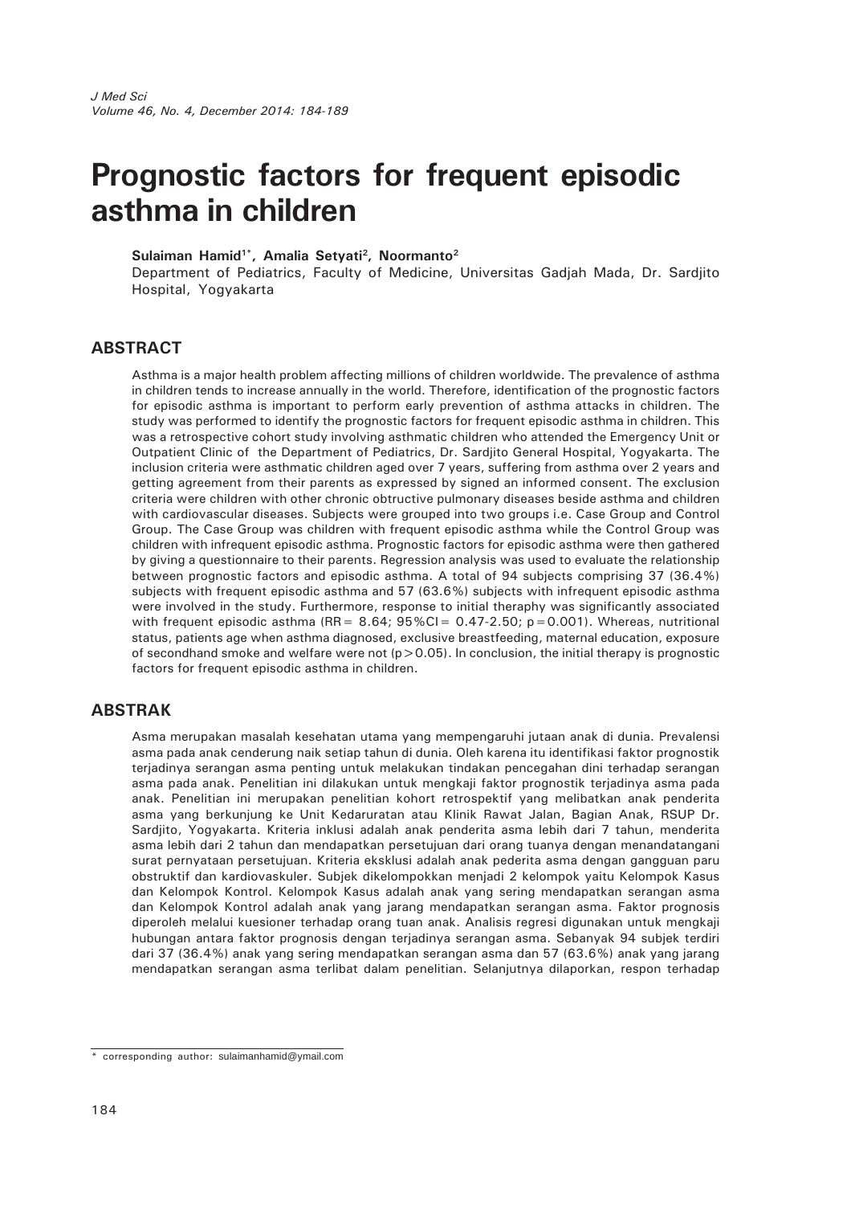# Prognostic factors for frequent episodic asthma in children

**Sulaiman Hamid[1*], Amalia Setyati[2], Noormanto[2]**

Department of Pediatrics, Faculty of Medicine, Universitas Gadjah Mada, Dr. Sardjito Hospital, Yogyakarta

## ABSTRACT

Asthma is a major health problem affecting millions of children worldwide. The prevalence of asthma in children tends to increase annually in the world. Therefore, identification of the prognostic factors for episodic asthma is important to perform early prevention of asthma attacks in children. The study was performed to identify the prognostic factors for frequent episodic asthma in children. This was a retrospective cohort study involving asthmatic children who attended the Emergency Unit or Outpatient Clinic of the Department of Pediatrics, Dr. Sardjito General Hospital, Yogyakarta. The inclusion criteria were asthmatic children aged over 7 years, suffering from asthma over 2 years and getting agreement from their parents as expressed by signed an informed consent. The exclusion criteria were children with other chronic obtructive pulmonary diseases beside asthma and children with cardiovascular diseases. Subjects were grouped into two groups i.e. Case Group and Control Group. The Case Group was children with frequent episodic asthma while the Control Group was children with infrequent episodic asthma. Prognostic factors for episodic asthma were then gathered by giving a questionnaire to their parents. Regression analysis was used to evaluate the relationship between prognostic factors and episodic asthma. A total of 94 subjects comprising 37 (36.4%) subjects with frequent episodic asthma and 57 (63.6%) subjects with infrequent episodic asthma were involved in the study. Furthermore, response to initial theraphy was significantly associated with frequent episodic asthma (RR= 8.64; 95%CI= 0.47-2.50; p=0.001). Whereas, nutritional status, patients age when asthma diagnosed, exclusive breastfeeding, maternal education, exposure of secondhand smoke and welfare were not ($p>0.05$). In conclusion, the initial therapy is prognostic factors for frequent episodic asthma in children.

## ABSTRAK

Asma merupakan masalah kesehatan utama yang mempengaruhi jutaan anak di dunia. Prevalensi asma pada anak cenderung naik setiap tahun di dunia. Oleh karena itu identifikasi faktor prognostik terjadinya serangan asma penting untuk melakukan tindakan pencegahan dini terhadap serangan asma pada anak. Penelitian ini dilakukan untuk mengkaji faktor prognostik terjadinya asma pada anak. Penelitian ini merupakan penelitian kohort retrospektif yang melibatkan anak penderita asma yang berkunjung ke Unit Kedaruratan atau Klinik Rawat Jalan, Bagian Anak, RSUP Dr. Sardjito, Yogyakarta. Kriteria inklusi adalah anak penderita asma lebih dari 7 tahun, menderita asma lebih dari 2 tahun dan mendapatkan persetujuan dari orang tuanya dengan menandatangani surat pernyataan persetujuan. Kriteria eksklusi adalah anak pederita asma dengan gangguan paru obstruktif dan kardiovaskuler. Subjek dikelompokkan menjadi 2 kelompok yaitu Kelompok Kasus dan Kelompok Kontrol. Kelompok Kasus adalah anak yang sering mendapatkan serangan asma dan Kelompok Kontrol adalah anak yang jarang mendapatkan serangan asma. Faktor prognosis diperoleh melalui kuesioner terhadap orang tuan anak. Analisis regresi digunakan untuk mengkaji hubungan antara faktor prognosis dengan terjadinya serangan asma. Sebanyak 94 subjek terdiri dari 37 (36.4%) anak yang sering mendapatkan serangan asma dan 57 (63.6%) anak yang jarang mendapatkan serangan asma terlibat dalam penelitian. Selanjutnya dilaporkan, respon terhadap

\* corresponding author: sulaimanhamid@ymail.com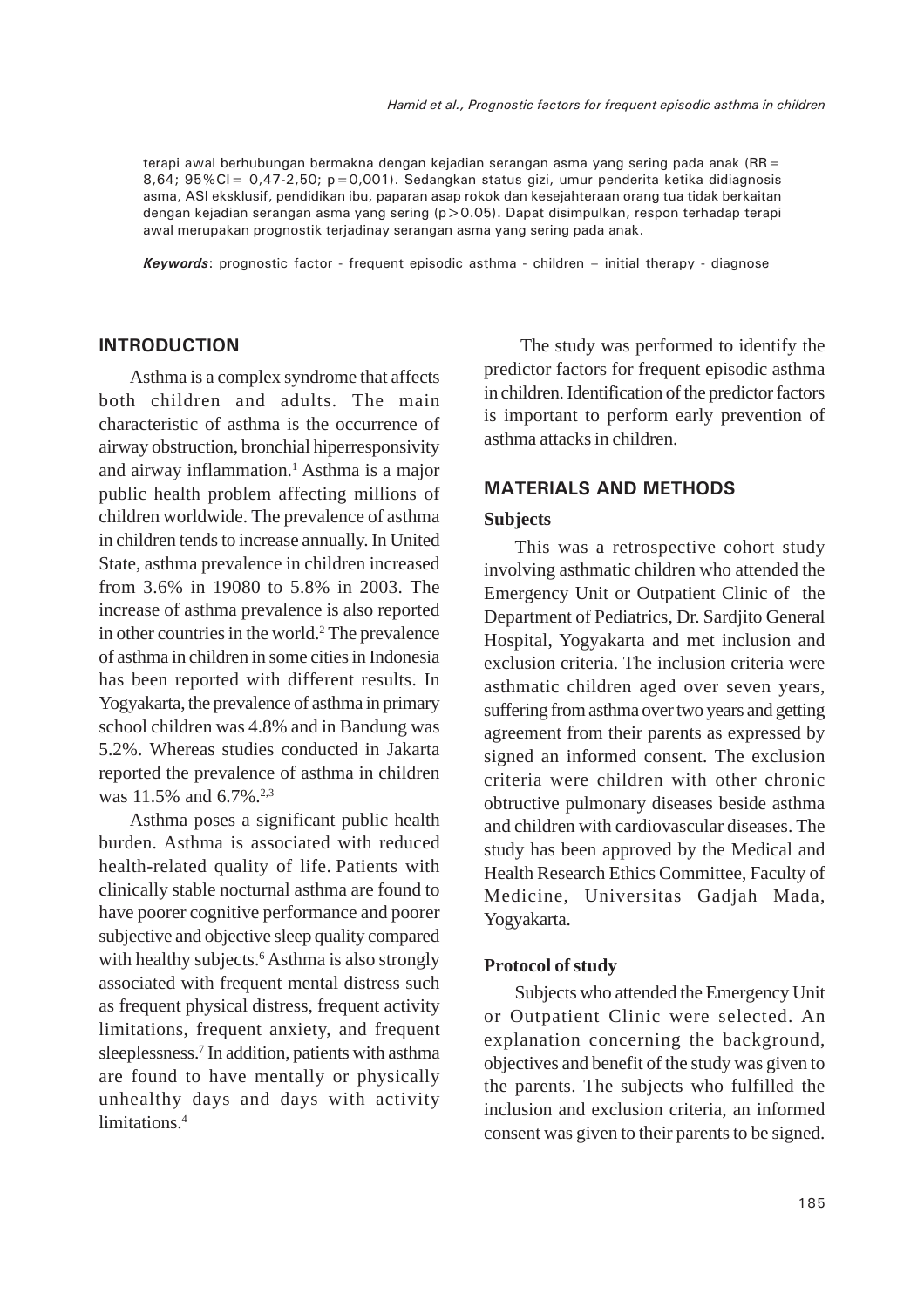terapi awal berhubungan bermakna dengan kejadian serangan asma yang sering pada anak (RR = 8,64; 95%CI = 0,47-2,50; p = 0,001). Sedangkan status gizi, umur penderita ketika didiagnosis asma, ASI eksklusif, pendidikan ibu, paparan asap rokok dan kesejahteraan orang tua tidak berkaitan dengan kejadian serangan asma yang sering (p > 0.05). Dapat disimpulkan, respon terhadap terapi awal merupakan prognostik terjadinay serangan asma yang sering pada anak.

***Keywords***: prognostic factor - frequent episodic asthma - children – initial therapy - diagnose

## INTRODUCTION

Asthma is a complex syndrome that affects both children and adults. The main characteristic of asthma is the occurrence of airway obstruction, bronchial hiperresponsivity and airway inflammation.[1] Asthma is a major public health problem affecting millions of children worldwide. The prevalence of asthma in children tends to increase annually. In United State, asthma prevalence in children increased from 3.6% in 19080 to 5.8% in 2003. The increase of asthma prevalence is also reported in other countries in the world.[2] The prevalence of asthma in children in some cities in Indonesia has been reported with different results. In Yogyakarta, the prevalence of asthma in primary school children was 4.8% and in Bandung was 5.2%. Whereas studies conducted in Jakarta reported the prevalence of asthma in children was 11.5% and 6.7%.[2,3]

Asthma poses a significant public health burden. Asthma is associated with reduced health-related quality of life. Patients with clinically stable nocturnal asthma are found to have poorer cognitive performance and poorer subjective and objective sleep quality compared with healthy subjects.[6] Asthma is also strongly associated with frequent mental distress such as frequent physical distress, frequent activity limitations, frequent anxiety, and frequent sleeplessness.[7] In addition, patients with asthma are found to have mentally or physically unhealthy days and days with activity limitations.[4]

The study was performed to identify the predictor factors for frequent episodic asthma in children. Identification of the predictor factors is important to perform early prevention of asthma attacks in children.

## MATERIALS AND METHODS

### Subjects

This was a retrospective cohort study involving asthmatic children who attended the Emergency Unit or Outpatient Clinic of the Department of Pediatrics, Dr. Sardjito General Hospital, Yogyakarta and met inclusion and exclusion criteria. The inclusion criteria were asthmatic children aged over seven years, suffering from asthma over two years and getting agreement from their parents as expressed by signed an informed consent. The exclusion criteria were children with other chronic obtructive pulmonary diseases beside asthma and children with cardiovascular diseases. The study has been approved by the Medical and Health Research Ethics Committee, Faculty of Medicine, Universitas Gadjah Mada, Yogyakarta.

### Protocol of study

Subjects who attended the Emergency Unit or Outpatient Clinic were selected. An explanation concerning the background, objectives and benefit of the study was given to the parents. The subjects who fulfilled the inclusion and exclusion criteria, an informed consent was given to their parents to be signed.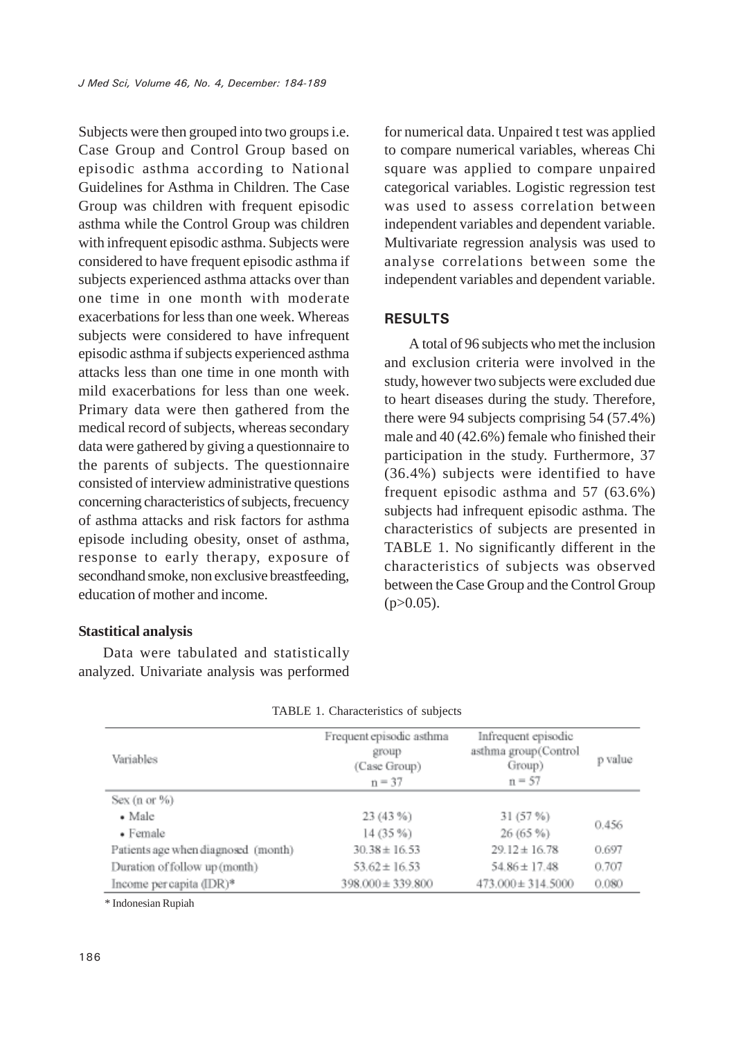Subjects were then grouped into two groups i.e. Case Group and Control Group based on episodic asthma according to National Guidelines for Asthma in Children. The Case Group was children with frequent episodic asthma while the Control Group was children with infrequent episodic asthma. Subjects were considered to have frequent episodic asthma if subjects experienced asthma attacks over than one time in one month with moderate exacerbations for less than one week. Whereas subjects were considered to have infrequent episodic asthma if subjects experienced asthma attacks less than one time in one month with mild exacerbations for less than one week. Primary data were then gathered from the medical record of subjects, whereas secondary data were gathered by giving a questionnaire to the parents of subjects. The questionnaire consisted of interview administrative questions concerning characteristics of subjects, frecuency of asthma attacks and risk factors for asthma episode including obesity, onset of asthma, response to early therapy, exposure of secondhand smoke, non exclusive breastfeeding, education of mother and income.

**Stastitical analysis**

Data were tabulated and statistically analyzed. Univariate analysis was performed for numerical data. Unpaired t test was applied to compare numerical variables, whereas Chi square was applied to compare unpaired categorical variables. Logistic regression test was used to assess correlation between independent variables and dependent variable. Multivariate regression analysis was used to analyse correlations between some the independent variables and dependent variable.

## RESULTS

A total of 96 subjects who met the inclusion and exclusion criteria were involved in the study, however two subjects were excluded due to heart diseases during the study. Therefore, there were 94 subjects comprising 54 (57.4%) male and 40 (42.6%) female who finished their participation in the study. Furthermore, 37 (36.4%) subjects were identified to have frequent episodic asthma and 57 (63.6%) subjects had infrequent episodic asthma. The characteristics of subjects are presented in TABLE 1. No significantly different in the characteristics of subjects was observed between the Case Group and the Control Group ($p>0.05$).

TABLE 1. Characteristics of subjects

| Variables | Frequent episodic asthma group (Case Group) n = 37 | Infrequent episodic asthma group(Control Group) n = 57 | p value |
|---|---|---|---|
| Sex (n or %) | | | |
| • Male | 23 (43 %) | 31 (57 %) | 0.456 |
| • Female | 14 (35 %) | 26 (65 %) | |
| Patients age when diagnosed (month) | 30.38 ± 16.53 | 29.12 ± 16.78 | 0.697 |
| Duration of follow up (month) | 53.62 ± 16.53 | 54.86 ± 17.48 | 0.707 |
| Income per capita (IDR)* | 398.000 ± 339.800 | 473.000 ± 314.5000 | 0.080 |

\* Indonesian Rupiah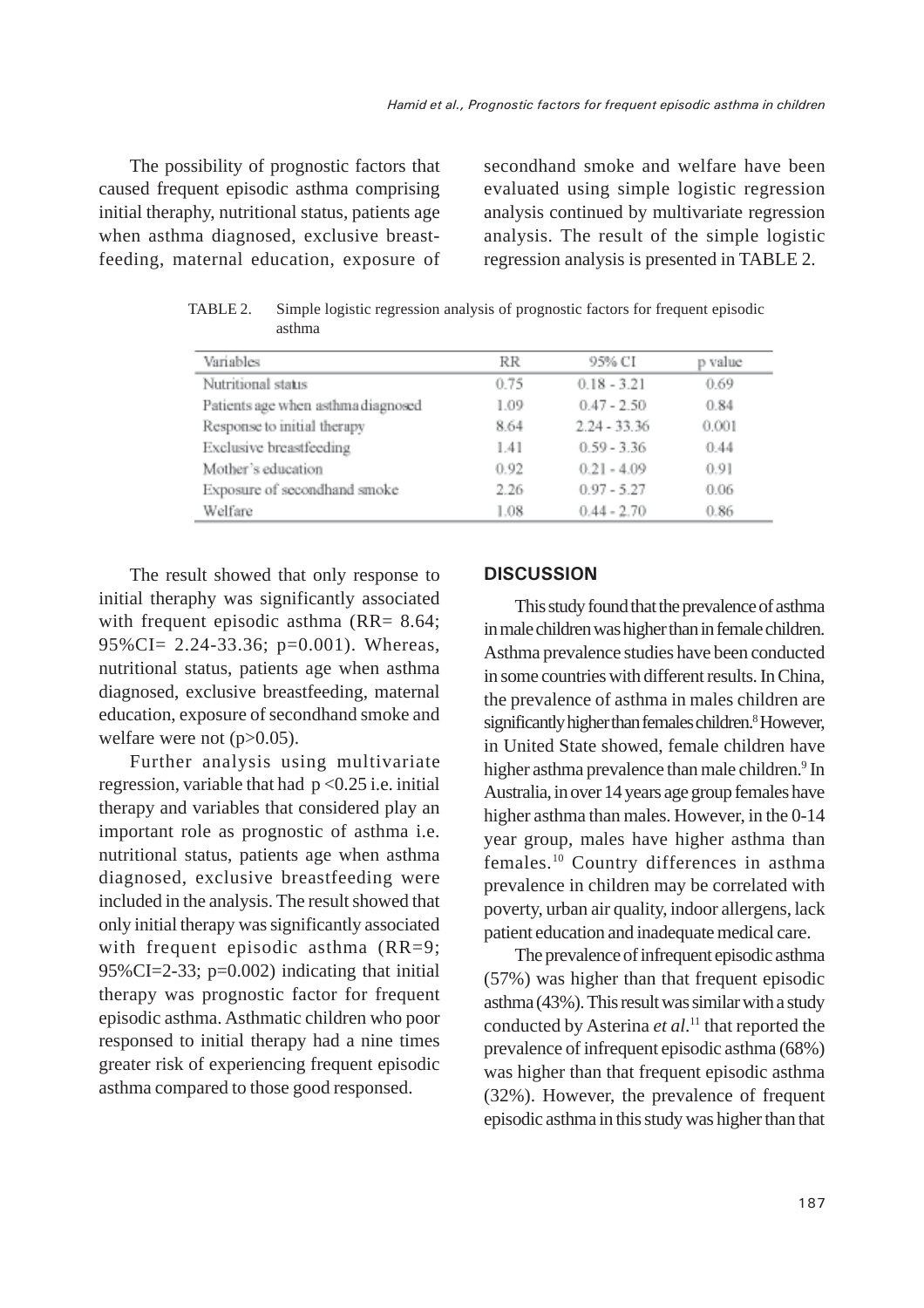The possibility of prognostic factors that caused frequent episodic asthma comprising initial theraphy, nutritional status, patients age when asthma diagnosed, exclusive breast-feeding, maternal education, exposure of secondhand smoke and welfare have been evaluated using simple logistic regression analysis continued by multivariate regression analysis. The result of the simple logistic regression analysis is presented in TABLE 2.

TABLE 2. Simple logistic regression analysis of prognostic factors for frequent episodic asthma

| Variables | RR | 95% CI | p value |
|---|---|---|---|
| Nutritional status | 0.75 | 0.18 - 3.21 | 0.69 |
| Patients age when asthma diagnosed | 1.09 | 0.47 - 2.50 | 0.84 |
| Response to initial therapy | 8.64 | 2.24 - 33.36 | 0.001 |
| Exclusive breastfeeding | 1.41 | 0.59 - 3.36 | 0.44 |
| Mother's education | 0.92 | 0.21 - 4.09 | 0.91 |
| Exposure of secondhand smoke | 2.26 | 0.97 - 5.27 | 0.06 |
| Welfare | 1.08 | 0.44 - 2.70 | 0.86 |

The result showed that only response to initial theraphy was significantly associated with frequent episodic asthma (RR= 8.64; 95%CI= 2.24-33.36; p=0.001). Whereas, nutritional status, patients age when asthma diagnosed, exclusive breastfeeding, maternal education, exposure of secondhand smoke and welfare were not ($p>0.05$).

Further analysis using multivariate regression, variable that had $p<0.25$ i.e. initial therapy and variables that considered play an important role as prognostic of asthma i.e. nutritional status, patients age when asthma diagnosed, exclusive breastfeeding were included in the analysis. The result showed that only initial therapy was significantly associated with frequent episodic asthma (RR=9; 95%CI=2-33; p=0.002) indicating that initial therapy was prognostic factor for frequent episodic asthma. Asthmatic children who poor responsed to initial therapy had a nine times greater risk of experiencing frequent episodic asthma compared to those good responsed.

## DISCUSSION

This study found that the prevalence of asthma in male children was higher than in female children. Asthma prevalence studies have been conducted in some countries with different results. In China, the prevalence of asthma in males children are significantly higher than females children.[8] However, in United State showed, female children have higher asthma prevalence than male children.[9] In Australia, in over 14 years age group females have higher asthma than males. However, in the 0-14 year group, males have higher asthma than females.[10] Country differences in asthma prevalence in children may be correlated with poverty, urban air quality, indoor allergens, lack patient education and inadequate medical care.

The prevalence of infrequent episodic asthma (57%) was higher than that frequent episodic asthma (43%). This result was similar with a study conducted by Asterina *et al.*[11] that reported the prevalence of infrequent episodic asthma (68%) was higher than that frequent episodic asthma (32%). However, the prevalence of frequent episodic asthma in this study was higher than that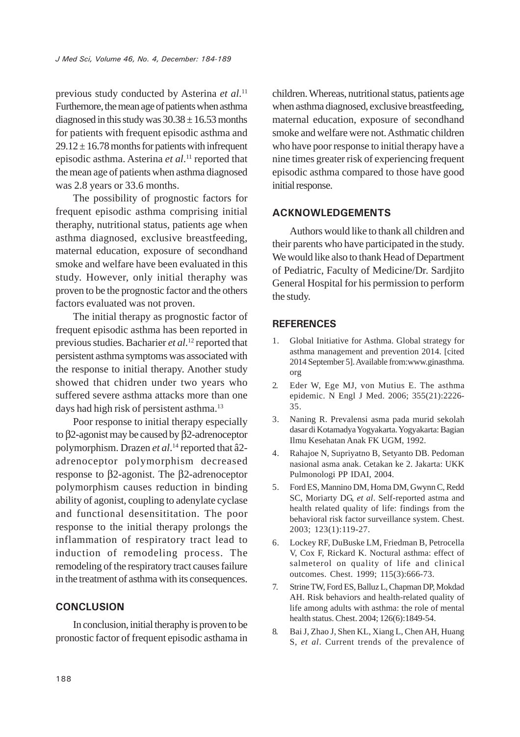previous study conducted by Asterina *et al*.[11] Furthermore, the mean age of patients when asthma diagnosed in this study was $30.38 \pm 16.53$ months for patients with frequent episodic asthma and $29.12 \pm 16.78$ months for patients with infrequent episodic asthma. Asterina *et al*.[11] reported that the mean age of patients when asthma diagnosed was 2.8 years or 33.6 months.

The possibility of prognostic factors for frequent episodic asthma comprising initial theraphy, nutritional status, patients age when asthma diagnosed, exclusive breastfeeding, maternal education, exposure of secondhand smoke and welfare have been evaluated in this study. However, only initial theraphy was proven to be the prognostic factor and the others factors evaluated was not proven.

The initial therapy as prognostic factor of frequent episodic asthma has been reported in previous studies. Bacharier *et al*.[12] reported that persistent asthma symptoms was associated with the response to initial therapy. Another study showed that chidren under two years who suffered severe asthma attacks more than one days had high risk of persistent asthma.[13]

Poor response to initial therapy especially to β2-agonist may be caused by β2-adrenoceptor polymorphism. Drazen *et al*.[14] reported that â2-adrenoceptor polymorphism decreased response to β2-agonist. The β2-adrenoceptor polymorphism causes reduction in binding ability of agonist, coupling to adenylate cyclase and functional desensititation. The poor response to the initial therapy prolongs the inflammation of respiratory tract lead to induction of remodeling process. The remodeling of the respiratory tract causes failure in the treatment of asthma with its consequences.

## CONCLUSION

In conclusion, initial theraphy is proven to be pronostic factor of frequent episodic asthama in children. Whereas, nutritional status, patients age when asthma diagnosed, exclusive breastfeeding, maternal education, exposure of secondhand smoke and welfare were not. Asthmatic children who have poor response to initial therapy have a nine times greater risk of experiencing frequent episodic asthma compared to those have good initial response.

## ACKNOWLEDGEMENTS

Authors would like to thank all children and their parents who have participated in the study. We would like also to thank Head of Department of Pediatric, Faculty of Medicine/Dr. Sardjito General Hospital for his permission to perform the study.

## REFERENCES

1. Global Initiative for Asthma. Global strategy for asthma management and prevention 2014. [cited 2014 September 5]. Available from:www.ginasthma.org
2. Eder W, Ege MJ, von Mutius E. The asthma epidemic. N Engl J Med. 2006; 355(21):2226-35.
3. Naning R. Prevalensi asma pada murid sekolah dasar di Kotamadya Yogyakarta. Yogyakarta: Bagian Ilmu Kesehatan Anak FK UGM, 1992.
4. Rahajoe N, Supriyatno B, Setyanto DB. Pedoman nasional asma anak. Cetakan ke 2. Jakarta: UKK Pulmonologi PP IDAI, 2004.
5. Ford ES, Mannino DM, Homa DM, Gwynn C, Redd SC, Moriarty DG, *et al*. Self-reported astma and health related quality of life: findings from the behavioral risk factor surveillance system. Chest. 2003; 123(1):119-27.
6. Lockey RF, DuBuske LM, Friedman B, Petrocella V, Cox F, Rickard K. Noctural asthma: effect of salmeterol on quality of life and clinical outcomes. Chest. 1999; 115(3):666-73.
7. Strine TW, Ford ES, Balluz L, Chapman DP, Mokdad AH. Risk behaviors and health-related quality of life among adults with asthma: the role of mental health status. Chest. 2004; 126(6):1849-54.
8. Bai J, Zhao J, Shen KL, Xiang L, Chen AH, Huang S, *et al*. Current trends of the prevalence of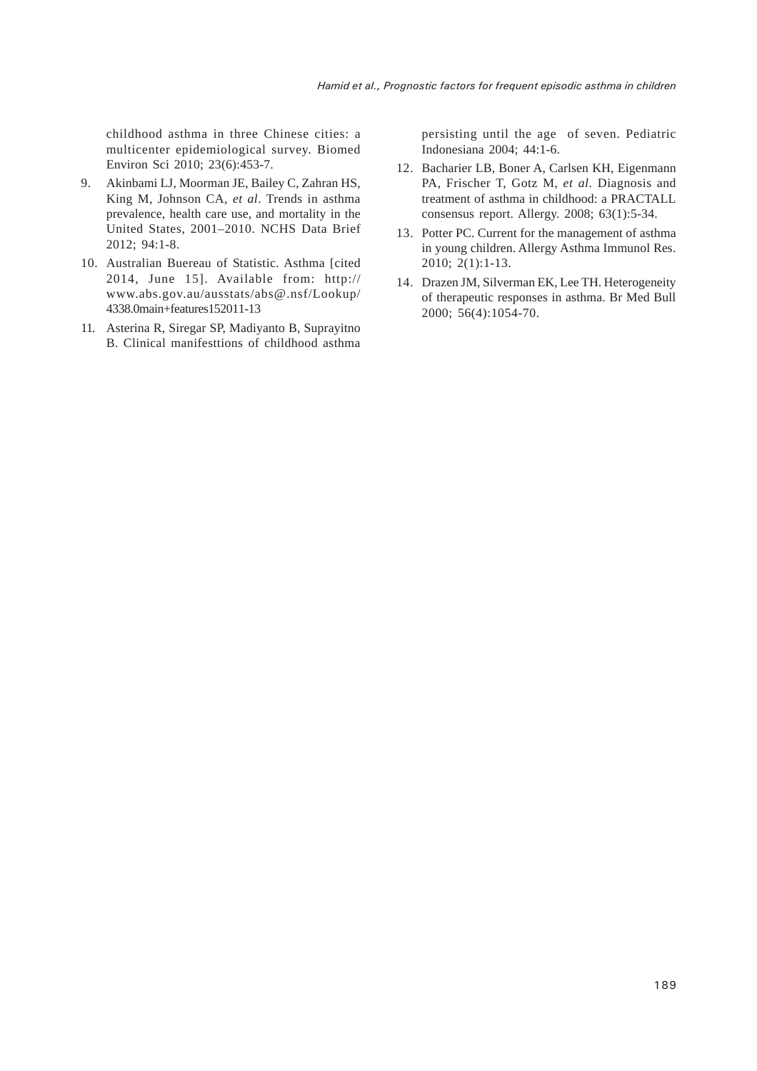childhood asthma in three Chinese cities: a multicenter epidemiological survey. Biomed Environ Sci 2010; 23(6):453-7.

9. Akinbami LJ, Moorman JE, Bailey C, Zahran HS, King M, Johnson CA, *et al*. Trends in asthma prevalence, health care use, and mortality in the United States, 2001–2010. NCHS Data Brief 2012; 94:1-8.
10. Australian Buereau of Statistic. Asthma [cited 2014, June 15]. Available from: http://www.abs.gov.au/ausstats/abs@.nsf/Lookup/4338.0main+features152011-13
11. Asterina R, Siregar SP, Madiyanto B, Suprayitno B. Clinical manifesttions of childhood asthma persisting until the age of seven. Pediatric Indonesiana 2004; 44:1-6.
12. Bacharier LB, Boner A, Carlsen KH, Eigenmann PA, Frischer T, Gotz M, *et al*. Diagnosis and treatment of asthma in childhood: a PRACTALL consensus report. Allergy. 2008; 63(1):5-34.
13. Potter PC. Current for the management of asthma in young children. Allergy Asthma Immunol Res. 2010; 2(1):1-13.
14. Drazen JM, Silverman EK, Lee TH. Heterogeneity of therapeutic responses in asthma. Br Med Bull 2000; 56(4):1054-70.